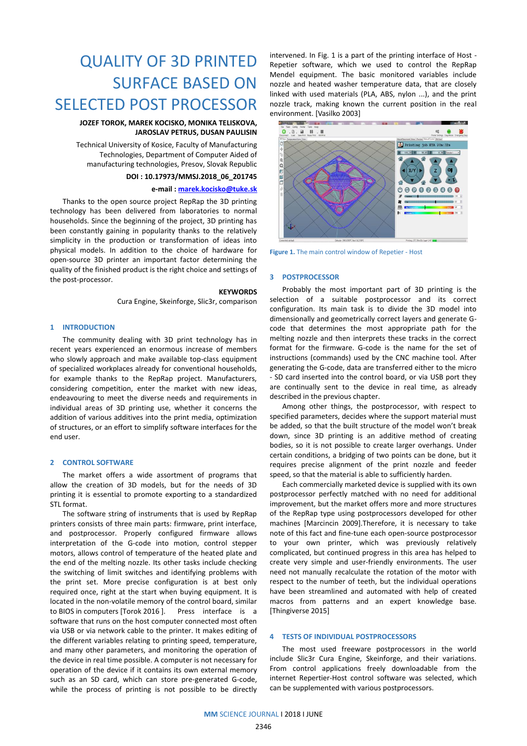# QUALITY OF 3D PRINTED SURFACE BASED ON SELECTED POST PROCESSOR

**JOZEF TOROK, MAREK KOCISKO, MONIKA TELISKOVA, JAROSLAV PETRUS, DUSAN PAULISIN**

Technical University of Kosice, Faculty of Manufacturing Technologies, Department of Computer Aided of manufacturing technologies, Presov, Slovak Republic

**DOI : 10.17973/MMSJ.2018_06_201745**

**e-mail : marek.kocisko@tuke.sk**

Thanks to the open source project RepRap the 3D printing technology has been delivered from laboratories to normal households. Since the beginning of the project, 3D printing has been constantly gaining in popularity thanks to the relatively simplicity in the production or transformation of ideas into physical models. In addition to the choice of hardware for open-source 3D printer an important factor determining the quality of the finished product is the right choice and settings of the post-processor.

**KEYWORDS**

Cura Engine, Skeinforge, Slic3r, comparison

## 1 INTRODUCTION

The community dealing with 3D print technology has in recent years experienced an enormous increase of members who slowly approach and make available top-class equipment of specialized workplaces already for conventional households, for example thanks to the RepRap project. Manufacturers, considering competition, enter the market with new ideas, endeavouring to meet the diverse needs and requirements in individual areas of 3D printing use, whether it concerns the addition of various additives into the print media, optimization of structures, or an effort to simplify software interfaces for the end user.

## 2 CONTROL SOFTWARE

The market offers a wide assortment of programs that allow the creation of 3D models, but for the needs of 3D printing it is essential to promote exporting to a standardized STL format.

The software string of instruments that is used by RepRap printers consists of three main parts: firmware, print interface, and postprocessor. Properly configured firmware allows interpretation of the G-code into motion, control stepper motors, allows control of temperature of the heated plate and the end of the melting nozzle. Its other tasks include checking the switching of limit switches and identifying problems with the print set. More precise configuration is at best only required once, right at the start when buying equipment. It is located in the non-volatile memory of the control board, similar to BIOS in computers [Torok 2016 ]. Press interface is a software that runs on the host computer connected most often via USB or via network cable to the printer. It makes editing of the different variables relating to printing speed, temperature, and many other parameters, and monitoring the operation of the device in real time possible. A computer is not necessary for operation of the device if it contains its own external memory such as an SD card, which can store pre-generated G-code, while the process of printing is not possible to be directly intervened. In Fig. 1 is a part of the printing interface of Host - Repetier software, which we used to control the RepRap Mendel equipment. The basic monitored variables include nozzle and heated washer temperature data, that are closely linked with used materials (PLA, ABS, nylon ...), and the print nozzle track, making known the current position in the real environment. [Vasilko 2003]

**Figure 1.** The main control window of Repetier - Host

## 3 POSTPROCESSOR

Probably the most important part of 3D printing is the selection of a suitable postprocessor and its correct configuration. Its main task is to divide the 3D model into dimensionally and geometrically correct layers and generate G-code that determines the most appropriate path for the melting nozzle and then interprets these tracks in the correct format for the firmware. G-code is the name for the set of instructions (commands) used by the CNC machine tool. After generating the G-code, data are transferred either to the micro - SD card inserted into the control board, or via USB port they are continually sent to the device in real time, as already described in the previous chapter.

Among other things, the postprocessor, with respect to specified parameters, decides where the support material must be added, so that the built structure of the model won't break down, since 3D printing is an additive method of creating bodies, so it is not possible to create larger overhangs. Under certain conditions, a bridging of two points can be done, but it requires precise alignment of the print nozzle and feeder speed, so that the material is able to sufficiently harden.

Each commercially marketed device is supplied with its own postprocessor perfectly matched with no need for additional improvement, but the market offers more and more structures of the RepRap type using postprocessors developed for other machines [Marcincin 2009].Therefore, it is necessary to take note of this fact and fine-tune each open-source postprocessor to your own printer, which was previously relatively complicated, but continued progress in this area has helped to create very simple and user-friendly environments. The user need not manually recalculate the rotation of the motor with respect to the number of teeth, but the individual operations have been streamlined and automated with help of created macros from patterns and an expert knowledge base. [Thingiverse 2015]

## 4 TESTS OF INDIVIDUAL POSTPROCESSORS

The most used freeware postprocessors in the world include Slic3r Cura Engine, Skeinforge, and their variations. From control applications freely downloadable from the internet Repertier-Host control software was selected, which can be supplemented with various postprocessors.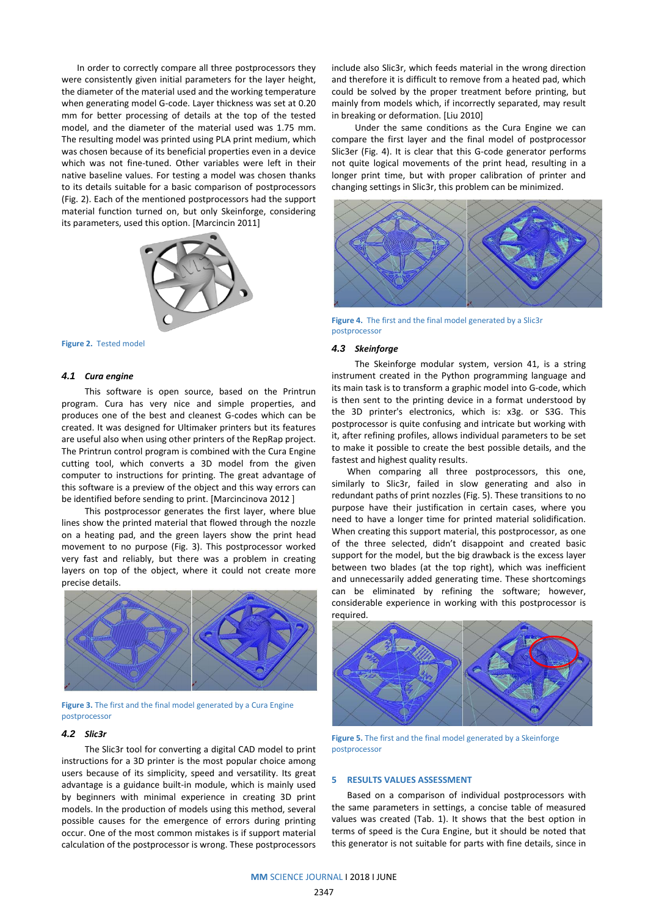In order to correctly compare all three postprocessors they were consistently given initial parameters for the layer height, the diameter of the material used and the working temperature when generating model G-code. Layer thickness was set at 0.20 mm for better processing of details at the top of the tested model, and the diameter of the material used was 1.75 mm. The resulting model was printed using PLA print medium, which was chosen because of its beneficial properties even in a device which was not fine-tuned. Other variables were left in their native baseline values. For testing a model was chosen thanks to its details suitable for a basic comparison of postprocessors (Fig. 2). Each of the mentioned postprocessors had the support material function turned on, but only Skeinforge, considering its parameters, used this option. [Marcincin 2011]

**Figure 2.** Tested model

### 4.1 *Cura engine*

This software is open source, based on the Printrun program. Cura has very nice and simple properties, and produces one of the best and cleanest G-codes which can be created. It was designed for Ultimaker printers but its features are useful also when using other printers of the RepRap project. The Printrun control program is combined with the Cura Engine cutting tool, which converts a 3D model from the given computer to instructions for printing. The great advantage of this software is a preview of the object and this way errors can be identified before sending to print. [Marcincinova 2012 ]

This postprocessor generates the first layer, where blue lines show the printed material that flowed through the nozzle on a heating pad, and the green layers show the print head movement to no purpose (Fig. 3). This postprocessor worked very fast and reliably, but there was a problem in creating layers on top of the object, where it could not create more precise details.

**Figure 3.** The first and the final model generated by a Cura Engine postprocessor

### 4.2 *Slic3r*

The Slic3r tool for converting a digital CAD model to print instructions for a 3D printer is the most popular choice among users because of its simplicity, speed and versatility. Its great advantage is a guidance built-in module, which is mainly used by beginners with minimal experience in creating 3D print models. In the production of models using this method, several possible causes for the emergence of errors during printing occur. One of the most common mistakes is if support material calculation of the postprocessor is wrong. These postprocessors include also Slic3r, which feeds material in the wrong direction and therefore it is difficult to remove from a heated pad, which could be solved by the proper treatment before printing, but mainly from models which, if incorrectly separated, may result in breaking or deformation. [Liu 2010]

Under the same conditions as the Cura Engine we can compare the first layer and the final model of postprocessor Slic3er (Fig. 4). It is clear that this G-code generator performs not quite logical movements of the print head, resulting in a longer print time, but with proper calibration of printer and changing settings in Slic3r, this problem can be minimized.

**Figure 4.** The first and the final model generated by a Slic3r postprocessor

### 4.3 *Skeinforge*

The Skeinforge modular system, version 41, is a string instrument created in the Python programming language and its main task is to transform a graphic model into G-code, which is then sent to the printing device in a format understood by the 3D printer's electronics, which is: x3g. or S3G. This postprocessor is quite confusing and intricate but working with it, after refining profiles, allows individual parameters to be set to make it possible to create the best possible details, and the fastest and highest quality results.

When comparing all three postprocessors, this one, similarly to Slic3r, failed in slow generating and also in redundant paths of print nozzles (Fig. 5). These transitions to no purpose have their justification in certain cases, where you need to have a longer time for printed material solidification. When creating this support material, this postprocessor, as one of the three selected, didn't disappoint and created basic support for the model, but the big drawback is the excess layer between two blades (at the top right), which was inefficient and unnecessarily added generating time. These shortcomings can be eliminated by refining the software; however, considerable experience in working with this postprocessor is required.

**Figure 5.** The first and the final model generated by a Skeinforge postprocessor

## 5 RESULTS VALUES ASSESSMENT

Based on a comparison of individual postprocessors with the same parameters in settings, a concise table of measured values was created (Tab. 1). It shows that the best option in terms of speed is the Cura Engine, but it should be noted that this generator is not suitable for parts with fine details, since in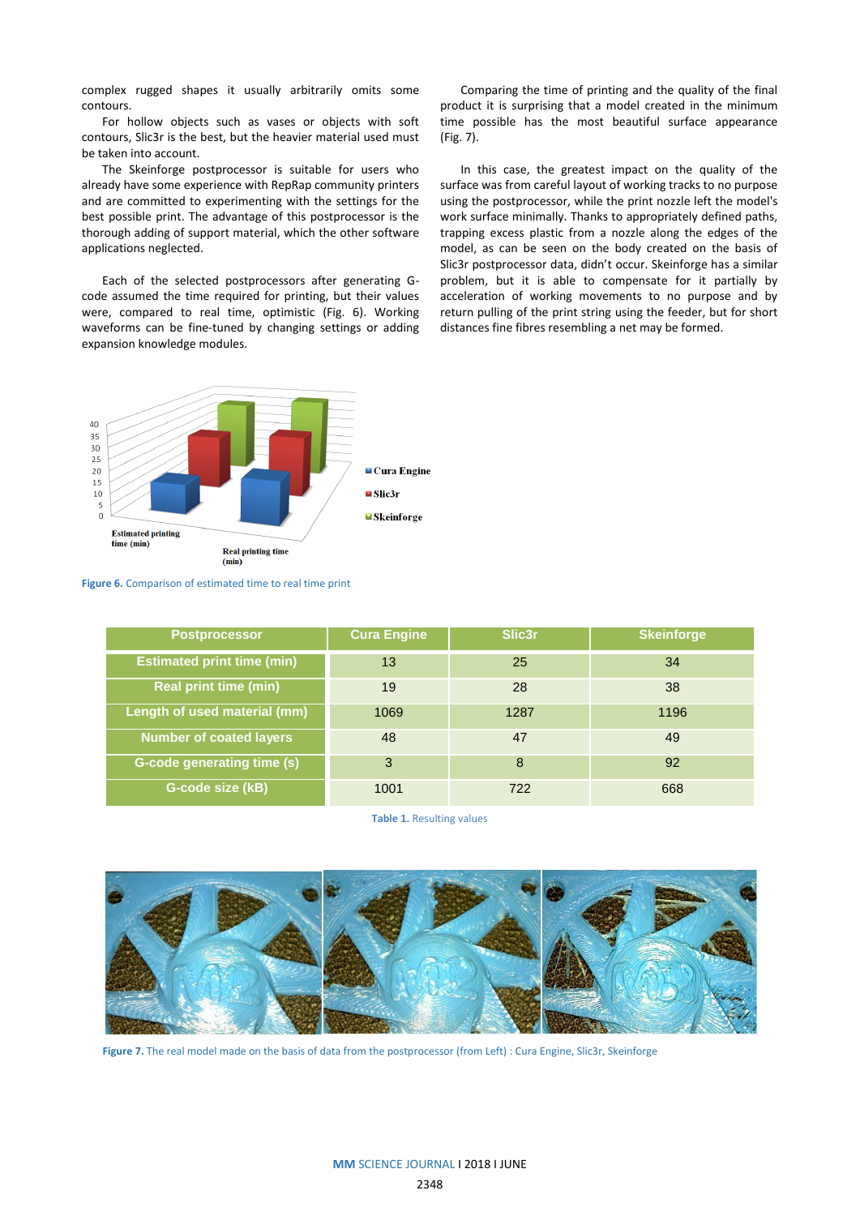complex rugged shapes it usually arbitrarily omits some contours.

For hollow objects such as vases or objects with soft contours, Slic3r is the best, but the heavier material used must be taken into account.

The Skeinforge postprocessor is suitable for users who already have some experience with RepRap community printers and are committed to experimenting with the settings for the best possible print. The advantage of this postprocessor is the thorough adding of support material, which the other software applications neglected.

Each of the selected postprocessors after generating G-code assumed the time required for printing, but their values were, compared to real time, optimistic (Fig. 6). Working waveforms can be fine-tuned by changing settings or adding expansion knowledge modules.

Comparing the time of printing and the quality of the final product it is surprising that a model created in the minimum time possible has the most beautiful surface appearance (Fig. 7).

In this case, the greatest impact on the quality of the surface was from careful layout of working tracks to no purpose using the postprocessor, while the print nozzle left the model's work surface minimally. Thanks to appropriately defined paths, trapping excess plastic from a nozzle along the edges of the model, as can be seen on the body created on the basis of Slic3r postprocessor data, didn't occur. Skeinforge has a similar problem, but it is able to compensate for it partially by acceleration of working movements to no purpose and by return pulling of the print string using the feeder, but for short distances fine fibres resembling a net may be formed.

**Figure 6.** Comparison of estimated time to real time print

| Postprocessor | Cura Engine | Slic3r | Skeinforge |
|---|---|---|---|
| Estimated print time (min) | 13 | 25 | 34 |
| Real print time (min) | 19 | 28 | 38 |
| Length of used material (mm) | 1069 | 1287 | 1196 |
| Number of coated layers | 48 | 47 | 49 |
| G-code generating time (s) | 3 | 8 | 92 |
| G-code size (kB) | 1001 | 722 | 668 |

**Table 1.** Resulting values

**Figure 7.** The real model made on the basis of data from the postprocessor (from Left) : Cura Engine, Slic3r, Skeinforge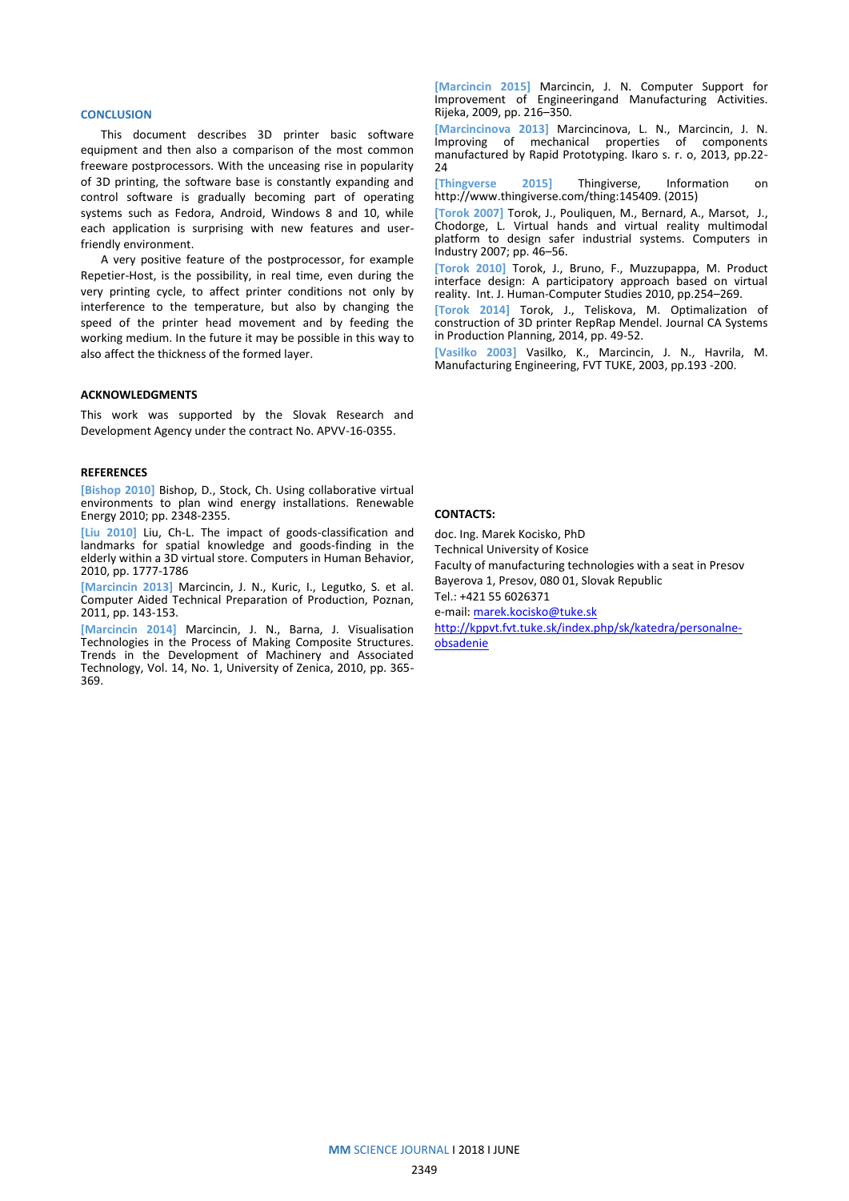### CONCLUSION

This document describes 3D printer basic software equipment and then also a comparison of the most common freeware postprocessors. With the unceasing rise in popularity of 3D printing, the software base is constantly expanding and control software is gradually becoming part of operating systems such as Fedora, Android, Windows 8 and 10, while each application is surprising with new features and user-friendly environment.

A very positive feature of the postprocessor, for example Repetier-Host, is the possibility, in real time, even during the very printing cycle, to affect printer conditions not only by interference to the temperature, but also by changing the speed of the printer head movement and by feeding the working medium. In the future it may be possible in this way to also affect the thickness of the formed layer.

### ACKNOWLEDGMENTS

This work was supported by the Slovak Research and Development Agency under the contract No. APVV-16-0355.

### REFERENCES

[Bishop 2010] Bishop, D., Stock, Ch. Using collaborative virtual environments to plan wind energy installations. Renewable Energy 2010; pp. 2348-2355.

[Liu 2010] Liu, Ch-L. The impact of goods-classification and landmarks for spatial knowledge and goods-finding in the elderly within a 3D virtual store. Computers in Human Behavior, 2010, pp. 1777-1786

[Marcincin 2013] Marcincin, J. N., Kuric, I., Legutko, S. et al. Computer Aided Technical Preparation of Production, Poznan, 2011, pp. 143-153.

[Marcincin 2014] Marcincin, J. N., Barna, J. Visualisation Technologies in the Process of Making Composite Structures. Trends in the Development of Machinery and Associated Technology, Vol. 14, No. 1, University of Zenica, 2010, pp. 365-369.

[Marcincin 2015] Marcincin, J. N. Computer Support for Improvement of Engineeringand Manufacturing Activities. Rijeka, 2009, pp. 216–350.

[Marcincinova 2013] Marcincinova, L. N., Marcincin, J. N. Improving of mechanical properties of components manufactured by Rapid Prototyping. Ikaro s. r. o, 2013, pp.22-24

[Thingverse 2015] Thingiverse, Information on http://www.thingiverse.com/thing:145409. (2015)

[Torok 2007] Torok, J., Pouliquen, M., Bernard, A., Marsot, J., Chodorge, L. Virtual hands and virtual reality multimodal platform to design safer industrial systems. Computers in Industry 2007; pp. 46–56.

[Torok 2010] Torok, J., Bruno, F., Muzzupappa, M. Product interface design: A participatory approach based on virtual reality. Int. J. Human-Computer Studies 2010, pp.254–269.

[Torok 2014] Torok, J., Teliskova, M. Optimalization of construction of 3D printer RepRap Mendel. Journal CA Systems in Production Planning, 2014, pp. 49-52.

[Vasilko 2003] Vasilko, K., Marcincin, J. N., Havrila, M. Manufacturing Engineering, FVT TUKE, 2003, pp.193 -200.

### CONTACTS:

doc. Ing. Marek Kocisko, PhD
Technical University of Kosice
Faculty of manufacturing technologies with a seat in Presov
Bayerova 1, Presov, 080 01, Slovak Republic
Tel.: +421 55 6026371
e-mail: marek.kocisko@tuke.sk
http://kppvt.fvt.tuke.sk/index.php/sk/katedra/personalne-obsadenie